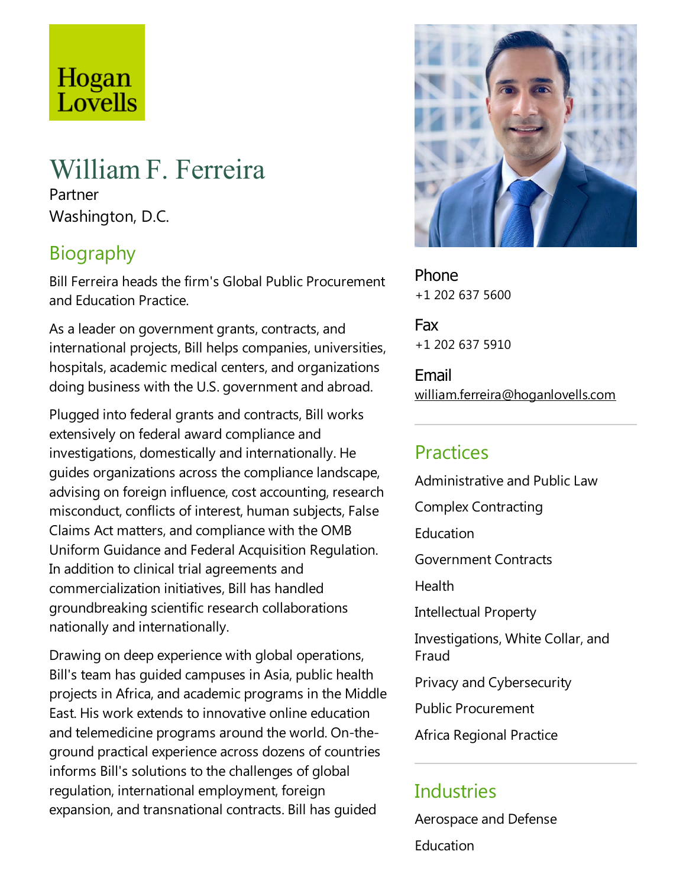Hogan Lovells

# William F. Ferreira

Partner

Washington, D.C.

## Biography

Bill Ferreira heads the firm's Global Public Procurement and Education Practice.

As a leader on government grants, contracts, and international projects, Bill helps companies, universities, hospitals, academic medical centers, and organizations doing business with the U.S. government and abroad.

Plugged into federal grants and contracts, Bill works extensively on federal award compliance and investigations, domestically and internationally. He guides organizations across the compliance landscape, advising on foreign influence, cost accounting, research misconduct, conflicts of interest, human subjects, False Claims Act matters, and compliance with the OMB Uniform Guidance and Federal Acquisition Regulation. In addition to clinical trial agreements and commercialization initiatives, Bill has handled groundbreaking scientific research collaborations nationally and internationally.

Drawing on deep experience with global operations, Bill's team has guided campuses in Asia, public health projects in Africa, and academic programs in the Middle East. His work extends to innovative online education and telemedicine programs around the world. On-the-ground practical experience across dozens of countries informs Bill's solutions to the challenges of global regulation, international employment, foreign expansion, and transnational contracts. Bill has guided

**Phone**
+1 202 637 5600

**Fax**
+1 202 637 5910

**Email**
william.ferreira@hoganlovells.com

## Practices

Administrative and Public Law

Complex Contracting

Education

Government Contracts

Health

Intellectual Property

Investigations, White Collar, and Fraud

Privacy and Cybersecurity

Public Procurement

Africa Regional Practice

## Industries

Aerospace and Defense

Education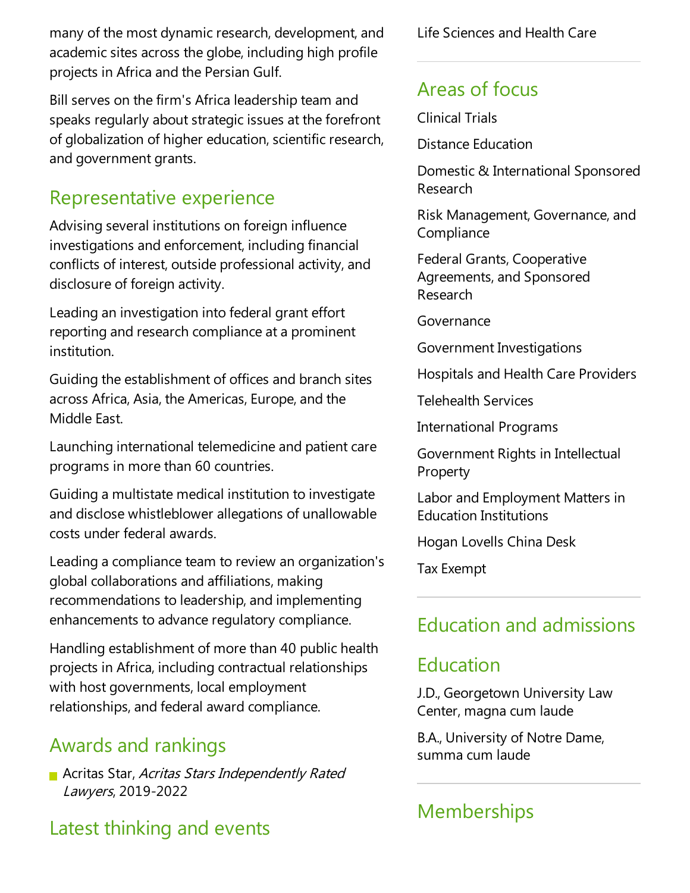many of the most dynamic research, development, and academic sites across the globe, including high profile projects in Africa and the Persian Gulf.

Bill serves on the firm's Africa leadership team and speaks regularly about strategic issues at the forefront of globalization of higher education, scientific research, and government grants.

## Representative experience

Advising several institutions on foreign influence investigations and enforcement, including financial conflicts of interest, outside professional activity, and disclosure of foreign activity.

Leading an investigation into federal grant effort reporting and research compliance at a prominent institution.

Guiding the establishment of offices and branch sites across Africa, Asia, the Americas, Europe, and the Middle East.

Launching international telemedicine and patient care programs in more than 60 countries.

Guiding a multistate medical institution to investigate and disclose whistleblower allegations of unallowable costs under federal awards.

Leading a compliance team to review an organization's global collaborations and affiliations, making recommendations to leadership, and implementing enhancements to advance regulatory compliance.

Handling establishment of more than 40 public health projects in Africa, including contractual relationships with host governments, local employment relationships, and federal award compliance.

## Awards and rankings

- Acritas Star, *Acritas Stars Independently Rated Lawyers*, 2019-2022

## Latest thinking and events

Life Sciences and Health Care

## Areas of focus

Clinical Trials

Distance Education

Domestic & International Sponsored Research

Risk Management, Governance, and Compliance

Federal Grants, Cooperative Agreements, and Sponsored Research

Governance

Government Investigations

Hospitals and Health Care Providers

Telehealth Services

International Programs

Government Rights in Intellectual Property

Labor and Employment Matters in Education Institutions

Hogan Lovells China Desk

Tax Exempt

## Education and admissions

## Education

J.D., Georgetown University Law Center, magna cum laude

B.A., University of Notre Dame, summa cum laude

## Memberships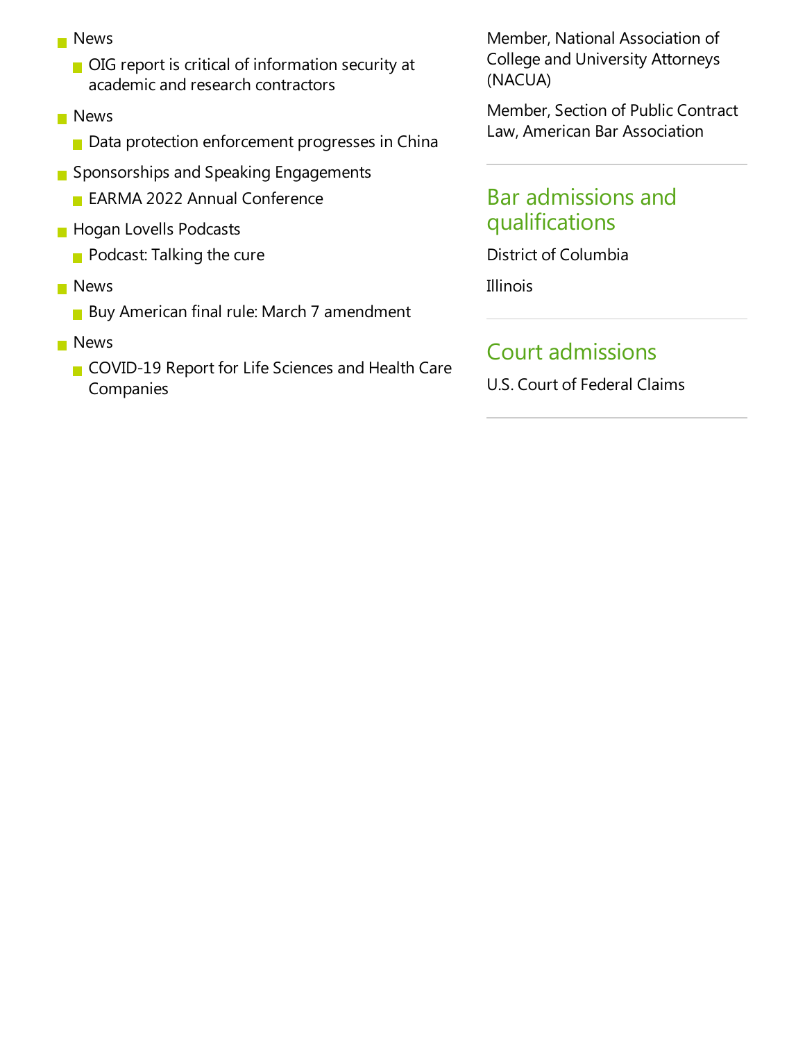- News
  - OIG report is critical of information security at academic and research contractors
- News
  - Data protection enforcement progresses in China
- Sponsorships and Speaking Engagements
  - EARMA 2022 Annual Conference
- Hogan Lovells Podcasts
  - Podcast: Talking the cure
- News
  - Buy American final rule: March 7 amendment
- News
  - COVID-19 Report for Life Sciences and Health Care Companies

Member, National Association of College and University Attorneys (NACUA)

Member, Section of Public Contract Law, American Bar Association

## Bar admissions and qualifications

District of Columbia

Illinois

## Court admissions

U.S. Court of Federal Claims